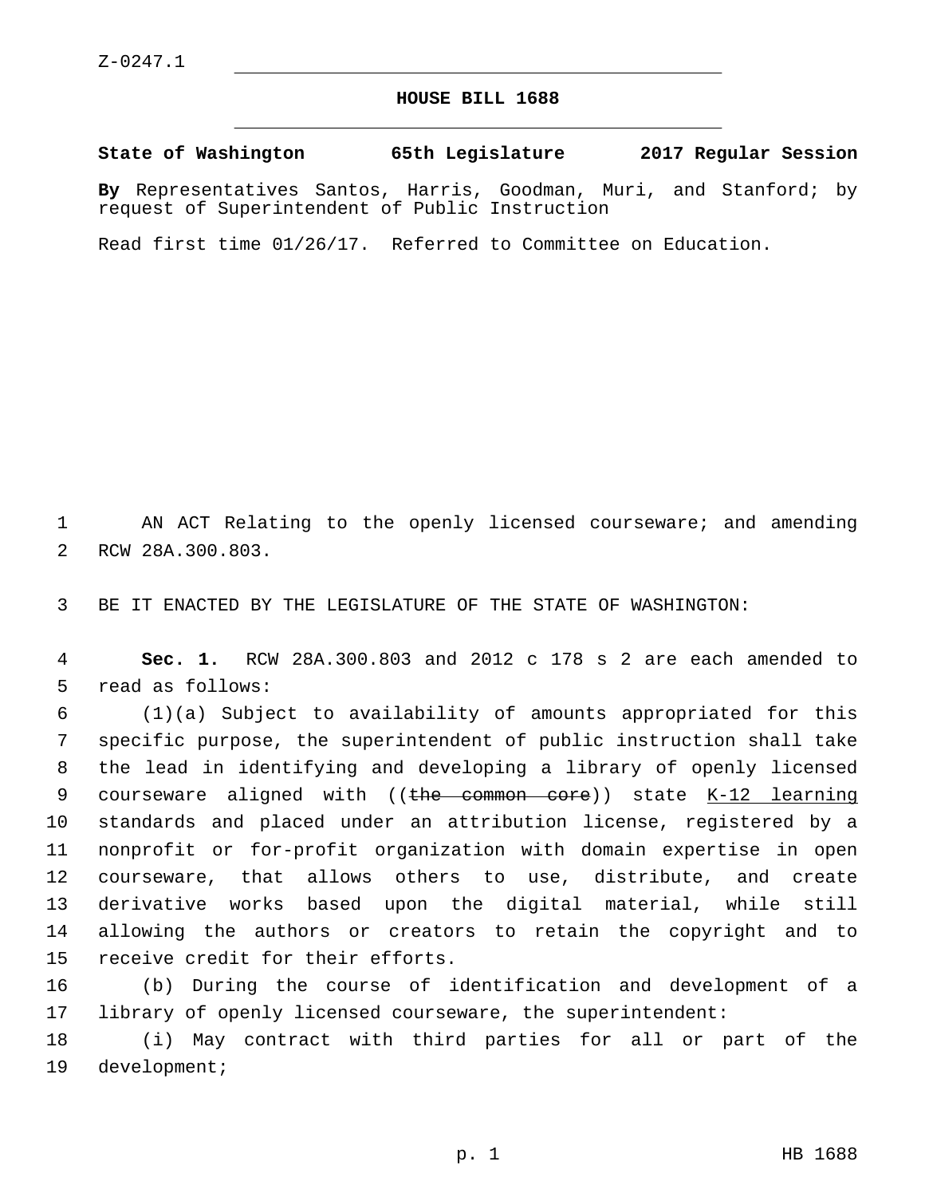Z-0247.1

# HOUSE BILL 1688

**State of Washington 65th Legislature 2017 Regular Session**

**By** Representatives Santos, Harris, Goodman, Muri, and Stanford; by request of Superintendent of Public Instruction

Read first time 01/26/17. Referred to Committee on Education.

AN ACT Relating to the openly licensed courseware; and amending RCW 28A.300.803.

BE IT ENACTED BY THE LEGISLATURE OF THE STATE OF WASHINGTON:

**Sec. 1.** RCW 28A.300.803 and 2012 c 178 s 2 are each amended to read as follows:

(1)(a) Subject to availability of amounts appropriated for this specific purpose, the superintendent of public instruction shall take the lead in identifying and developing a library of openly licensed courseware aligned with ((~~the common core~~)) state <u>K-12 learning</u> standards and placed under an attribution license, registered by a nonprofit or for-profit organization with domain expertise in open courseware, that allows others to use, distribute, and create derivative works based upon the digital material, while still allowing the authors or creators to retain the copyright and to receive credit for their efforts.

(b) During the course of identification and development of a library of openly licensed courseware, the superintendent:

(i) May contract with third parties for all or part of the development;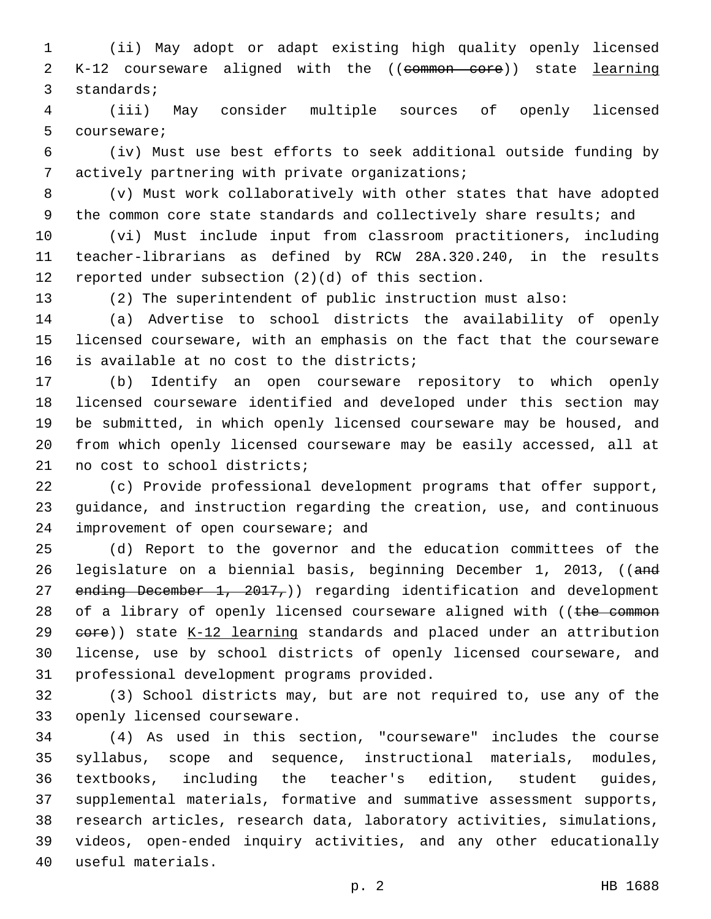(ii) May adopt or adapt existing high quality openly licensed K-12 courseware aligned with the ((~~common core~~)) state <u>learning</u> standards;

(iii) May consider multiple sources of openly licensed courseware;

(iv) Must use best efforts to seek additional outside funding by actively partnering with private organizations;

(v) Must work collaboratively with other states that have adopted the common core state standards and collectively share results; and

(vi) Must include input from classroom practitioners, including teacher-librarians as defined by RCW 28A.320.240, in the results reported under subsection (2)(d) of this section.

(2) The superintendent of public instruction must also:

(a) Advertise to school districts the availability of openly licensed courseware, with an emphasis on the fact that the courseware is available at no cost to the districts;

(b) Identify an open courseware repository to which openly licensed courseware identified and developed under this section may be submitted, in which openly licensed courseware may be housed, and from which openly licensed courseware may be easily accessed, all at no cost to school districts;

(c) Provide professional development programs that offer support, guidance, and instruction regarding the creation, use, and continuous improvement of open courseware; and

(d) Report to the governor and the education committees of the legislature on a biennial basis, beginning December 1, 2013, ((~~and ending December 1, 2017,~~)) regarding identification and development of a library of openly licensed courseware aligned with ((~~the common core~~)) state <u>K-12 learning</u> standards and placed under an attribution license, use by school districts of openly licensed courseware, and professional development programs provided.

(3) School districts may, but are not required to, use any of the openly licensed courseware.

(4) As used in this section, "courseware" includes the course syllabus, scope and sequence, instructional materials, modules, textbooks, including the teacher's edition, student guides, supplemental materials, formative and summative assessment supports, research articles, research data, laboratory activities, simulations, videos, open-ended inquiry activities, and any other educationally useful materials.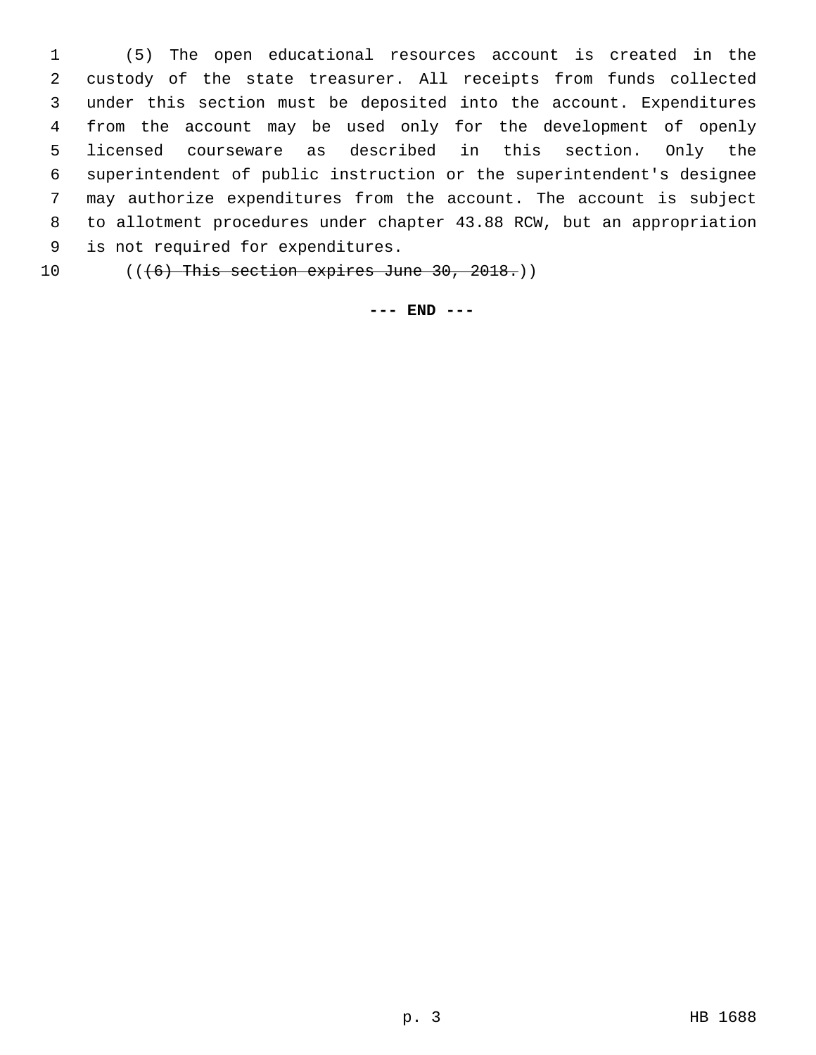(5) The open educational resources account is created in the custody of the state treasurer. All receipts from funds collected under this section must be deposited into the account. Expenditures from the account may be used only for the development of openly licensed courseware as described in this section. Only the superintendent of public instruction or the superintendent's designee may authorize expenditures from the account. The account is subject to allotment procedures under chapter 43.88 RCW, but an appropriation is not required for expenditures.

((~~(6) This section expires June 30, 2018.~~))

**--- END ---**